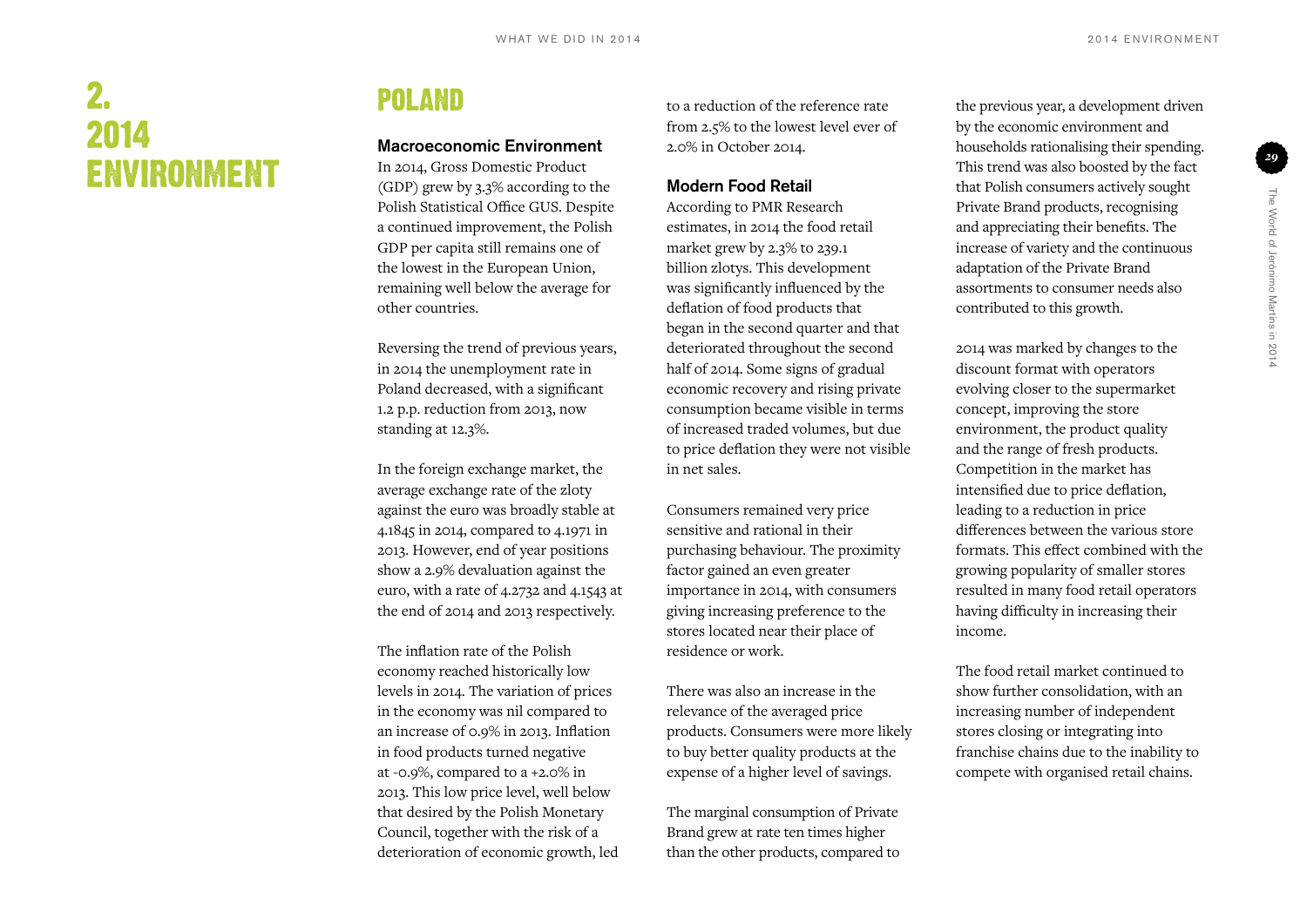# 2. 2014 ENVIRONMENT

## POLAND

### Macroeconomic Environment

In 2014, Gross Domestic Product (GDP) grew by 3.3% according to the Polish Statistical Office GUS. Despite a continued improvement, the Polish GDP per capita still remains one of the lowest in the European Union, remaining well below the average for other countries.

Reversing the trend of previous years, in 2014 the unemployment rate in Poland decreased, with a significant 1.2 p.p. reduction from 2013, now standing at 12.3%.

In the foreign exchange market, the average exchange rate of the zloty against the euro was broadly stable at 4.1845 in 2014, compared to 4.1971 in 2013. However, end of year positions show a 2.9% devaluation against the euro, with a rate of 4.2732 and 4.1543 at the end of 2014 and 2013 respectively.

The inflation rate of the Polish economy reached historically low levels in 2014. The variation of prices in the economy was nil compared to an increase of 0.9% in 2013. Inflation in food products turned negative at -0.9%, compared to a +2.0% in 2013. This low price level, well below that desired by the Polish Monetary Council, together with the risk of a deterioration of economic growth, led to a reduction of the reference rate from 2.5% to the lowest level ever of 2.0% in October 2014.

### Modern Food Retail

According to PMR Research estimates, in 2014 the food retail market grew by 2.3% to 239.1 billion zlotys. This development was significantly influenced by the deflation of food products that began in the second quarter and that deteriorated throughout the second half of 2014. Some signs of gradual economic recovery and rising private consumption became visible in terms of increased traded volumes, but due to price deflation they were not visible in net sales.

Consumers remained very price sensitive and rational in their purchasing behaviour. The proximity factor gained an even greater importance in 2014, with consumers giving increasing preference to the stores located near their place of residence or work.

There was also an increase in the relevance of the averaged price products. Consumers were more likely to buy better quality products at the expense of a higher level of savings.

The marginal consumption of Private Brand grew at rate ten times higher than the other products, compared to the previous year, a development driven by the economic environment and households rationalising their spending. This trend was also boosted by the fact that Polish consumers actively sought Private Brand products, recognising and appreciating their benefits. The increase of variety and the continuous adaptation of the Private Brand assortments to consumer needs also contributed to this growth.

2014 was marked by changes to the discount format with operators evolving closer to the supermarket concept, improving the store environment, the product quality and the range of fresh products. Competition in the market has intensified due to price deflation, leading to a reduction in price differences between the various store formats. This effect combined with the growing popularity of smaller stores resulted in many food retail operators having difficulty in increasing their income.

The food retail market continued to show further consolidation, with an increasing number of independent stores closing or integrating into franchise chains due to the inability to compete with organised retail chains.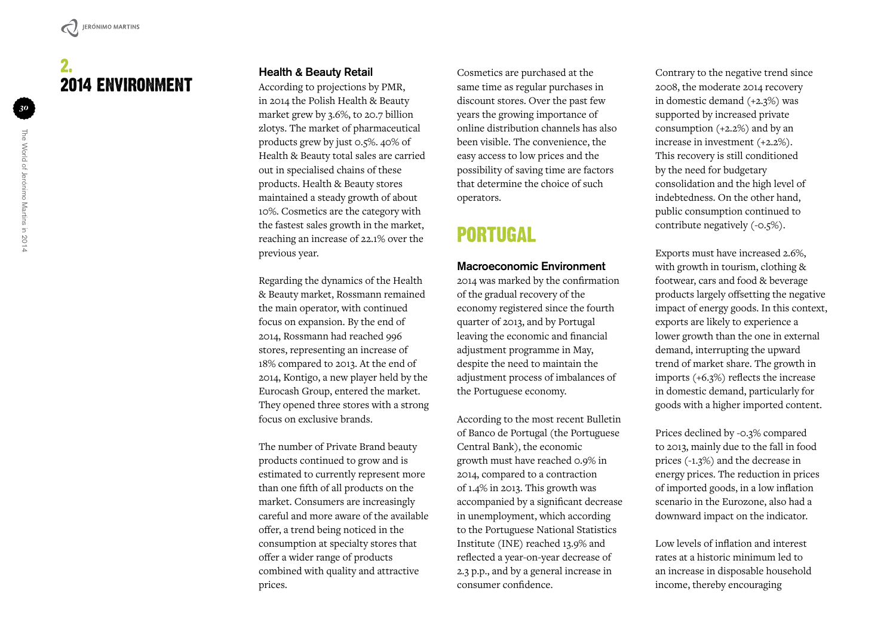# 2. 2014 ENVIRONMENT

### Health & Beauty Retail

According to projections by PMR, in 2014 the Polish Health & Beauty market grew by 3.6%, to 20.7 billion zlotys. The market of pharmaceutical products grew by just 0.5%. 40% of Health & Beauty total sales are carried out in specialised chains of these products. Health & Beauty stores maintained a steady growth of about 10%. Cosmetics are the category with the fastest sales growth in the market, reaching an increase of 22.1% over the previous year.

Regarding the dynamics of the Health & Beauty market, Rossmann remained the main operator, with continued focus on expansion. By the end of 2014, Rossmann had reached 996 stores, representing an increase of 18% compared to 2013. At the end of 2014, Kontigo, a new player held by the Eurocash Group, entered the market. They opened three stores with a strong focus on exclusive brands.

The number of Private Brand beauty products continued to grow and is estimated to currently represent more than one fifth of all products on the market. Consumers are increasingly careful and more aware of the available offer, a trend being noticed in the consumption at specialty stores that offer a wider range of products combined with quality and attractive prices.

Cosmetics are purchased at the same time as regular purchases in discount stores. Over the past few years the growing importance of online distribution channels has also been visible. The convenience, the easy access to low prices and the possibility of saving time are factors that determine the choice of such operators.

## PORTUGAL

### Macroeconomic Environment

2014 was marked by the confirmation of the gradual recovery of the economy registered since the fourth quarter of 2013, and by Portugal leaving the economic and financial adjustment programme in May, despite the need to maintain the adjustment process of imbalances of the Portuguese economy.

According to the most recent Bulletin of Banco de Portugal (the Portuguese Central Bank), the economic growth must have reached 0.9% in 2014, compared to a contraction of 1.4% in 2013. This growth was accompanied by a significant decrease in unemployment, which according to the Portuguese National Statistics Institute (INE) reached 13.9% and reflected a year-on-year decrease of 2.3 p.p., and by a general increase in consumer confidence.

Contrary to the negative trend since 2008, the moderate 2014 recovery in domestic demand (+2.3%) was supported by increased private consumption (+2.2%) and by an increase in investment (+2.2%). This recovery is still conditioned by the need for budgetary consolidation and the high level of indebtedness. On the other hand, public consumption continued to contribute negatively (-0.5%).

Exports must have increased 2.6%, with growth in tourism, clothing & footwear, cars and food & beverage products largely offsetting the negative impact of energy goods. In this context, exports are likely to experience a lower growth than the one in external demand, interrupting the upward trend of market share. The growth in imports (+6.3%) reflects the increase in domestic demand, particularly for goods with a higher imported content.

Prices declined by -0.3% compared to 2013, mainly due to the fall in food prices (-1.3%) and the decrease in energy prices. The reduction in prices of imported goods, in a low inflation scenario in the Eurozone, also had a downward impact on the indicator.

Low levels of inflation and interest rates at a historic minimum led to an increase in disposable household income, thereby encouraging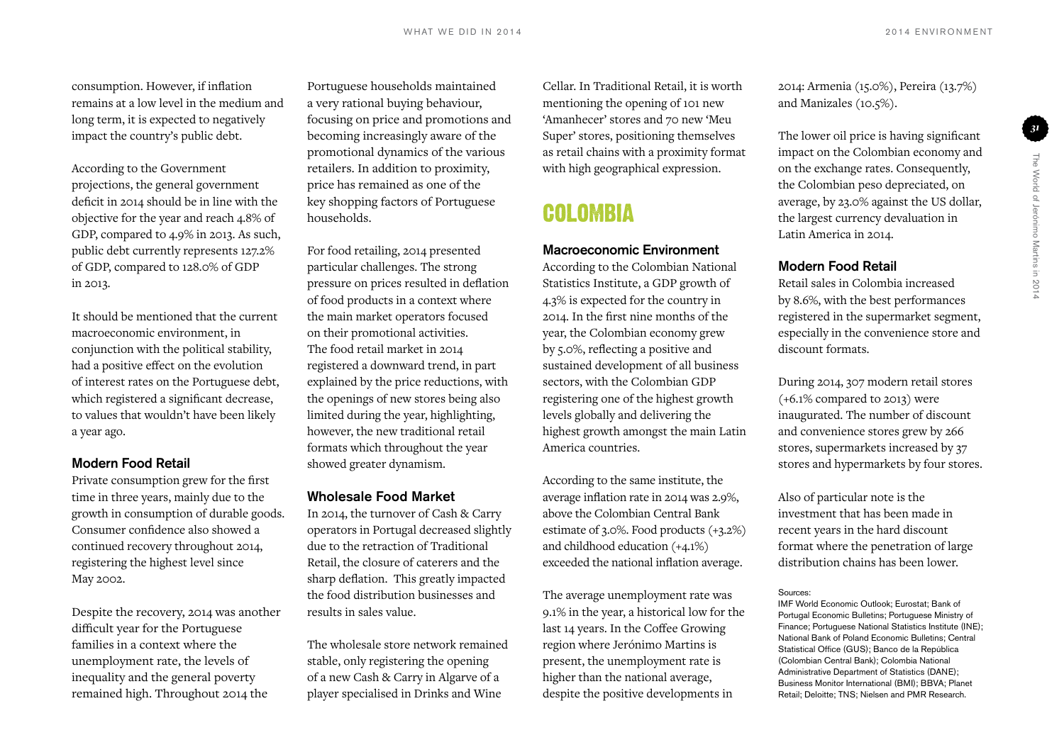consumption. However, if inflation remains at a low level in the medium and long term, it is expected to negatively impact the country's public debt.

According to the Government projections, the general government deficit in 2014 should be in line with the objective for the year and reach 4.8% of GDP, compared to 4.9% in 2013. As such, public debt currently represents 127.2% of GDP, compared to 128.0% of GDP in 2013.

It should be mentioned that the current macroeconomic environment, in conjunction with the political stability, had a positive effect on the evolution of interest rates on the Portuguese debt, which registered a significant decrease, to values that wouldn't have been likely a year ago.

### Modern Food Retail

Private consumption grew for the first time in three years, mainly due to the growth in consumption of durable goods. Consumer confidence also showed a continued recovery throughout 2014, registering the highest level since May 2002.

Despite the recovery, 2014 was another difficult year for the Portuguese families in a context where the unemployment rate, the levels of inequality and the general poverty remained high. Throughout 2014 the Portuguese households maintained a very rational buying behaviour, focusing on price and promotions and becoming increasingly aware of the promotional dynamics of the various retailers. In addition to proximity, price has remained as one of the key shopping factors of Portuguese households.

For food retailing, 2014 presented particular challenges. The strong pressure on prices resulted in deflation of food products in a context where the main market operators focused on their promotional activities. The food retail market in 2014 registered a downward trend, in part explained by the price reductions, with the openings of new stores being also limited during the year, highlighting, however, the new traditional retail formats which throughout the year showed greater dynamism.

### Wholesale Food Market

In 2014, the turnover of Cash & Carry operators in Portugal decreased slightly due to the retraction of Traditional Retail, the closure of caterers and the sharp deflation. This greatly impacted the food distribution businesses and results in sales value.

The wholesale store network remained stable, only registering the opening of a new Cash & Carry in Algarve of a player specialised in Drinks and Wine Cellar. In Traditional Retail, it is worth mentioning the opening of 101 new 'Amanhecer' stores and 70 new 'Meu Super' stores, positioning themselves as retail chains with a proximity format with high geographical expression.

## COLOMBIA

### Macroeconomic Environment

According to the Colombian National Statistics Institute, a GDP growth of 4.3% is expected for the country in 2014. In the first nine months of the year, the Colombian economy grew by 5.0%, reflecting a positive and sustained development of all business sectors, with the Colombian GDP registering one of the highest growth levels globally and delivering the highest growth amongst the main Latin America countries.

According to the same institute, the average inflation rate in 2014 was 2.9%, above the Colombian Central Bank estimate of 3.0%. Food products (+3.2%) and childhood education (+4.1%) exceeded the national inflation average.

The average unemployment rate was 9.1% in the year, a historical low for the last 14 years. In the Coffee Growing region where Jerónimo Martins is present, the unemployment rate is higher than the national average, despite the positive developments in 2014: Armenia (15.0%), Pereira (13.7%) and Manizales (10.5%).

The lower oil price is having significant impact on the Colombian economy and on the exchange rates. Consequently, the Colombian peso depreciated, on average, by 23.0% against the US dollar, the largest currency devaluation in Latin America in 2014.

### Modern Food Retail

Retail sales in Colombia increased by 8.6%, with the best performances registered in the supermarket segment, especially in the convenience store and discount formats.

During 2014, 307 modern retail stores (+6.1% compared to 2013) were inaugurated. The number of discount and convenience stores grew by 266 stores, supermarkets increased by 37 stores and hypermarkets by four stores.

Also of particular note is the investment that has been made in recent years in the hard discount format where the penetration of large distribution chains has been lower.

Sources:
IMF World Economic Outlook; Eurostat; Bank of Portugal Economic Bulletins; Portuguese Ministry of Finance; Portuguese National Statistics Institute (INE); National Bank of Poland Economic Bulletins; Central Statistical Office (GUS); Banco de la República (Colombian Central Bank); Colombia National Administrative Department of Statistics (DANE); Business Monitor International (BMI); BBVA; Planet Retail; Deloitte; TNS; Nielsen and PMR Research.